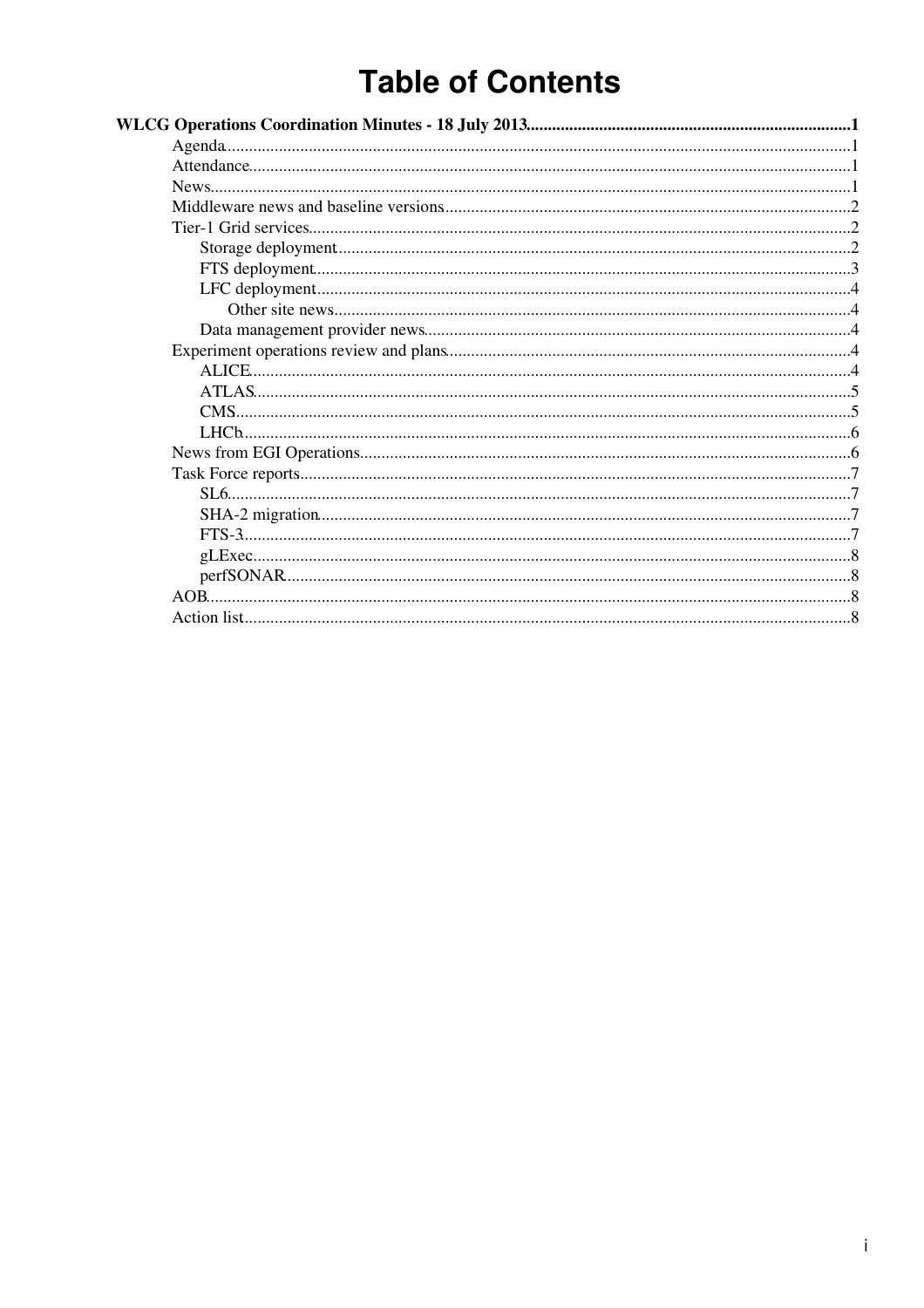# Table of Contents

**WLCG Operations Coordination Minutes - 18 July 2013** ..... 1

- Agenda ..... 1
- Attendance ..... 1
- News ..... 1
- Middleware news and baseline versions ..... 2
- Tier-1 Grid services ..... 2
  - Storage deployment ..... 2
  - FTS deployment ..... 3
  - LFC deployment ..... 4
    - Other site news ..... 4
  - Data management provider news ..... 4
- Experiment operations review and plans ..... 4
  - ALICE ..... 4
  - ATLAS ..... 5
  - CMS ..... 5
  - LHCb ..... 6
- News from EGI Operations ..... 6
- Task Force reports ..... 7
  - SL6 ..... 7
  - SHA-2 migration ..... 7
  - FTS-3 ..... 7
  - gLExec ..... 8
  - perfSONAR ..... 8
- AOB ..... 8
- Action list ..... 8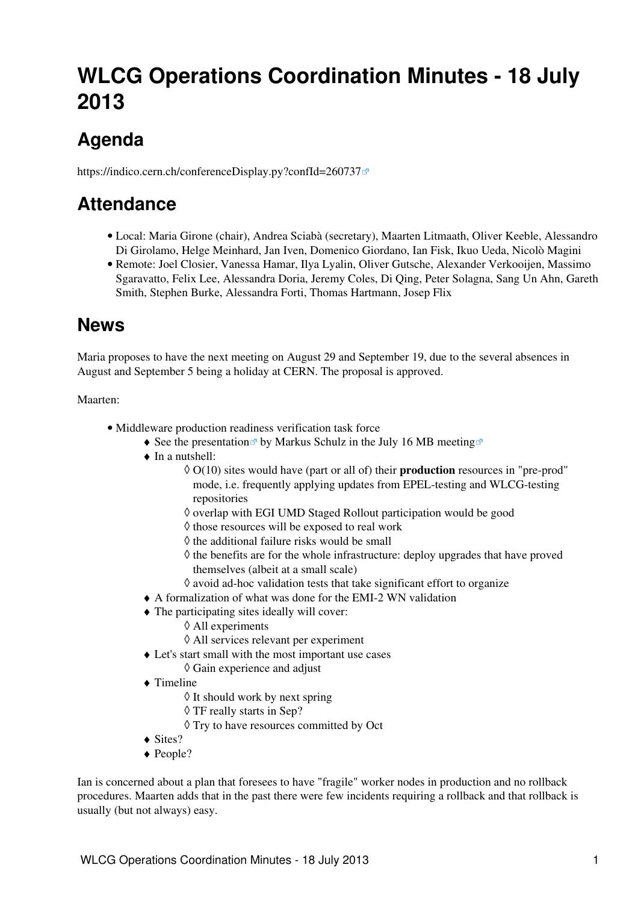# WLCG Operations Coordination Minutes - 18 July 2013

## Agenda

https://indico.cern.ch/conferenceDisplay.py?confId=260737

## Attendance

- Local: Maria Girone (chair), Andrea Sciabà (secretary), Maarten Litmaath, Oliver Keeble, Alessandro Di Girolamo, Helge Meinhard, Jan Iven, Domenico Giordano, Ian Fisk, Ikuo Ueda, Nicolò Magini
- Remote: Joel Closier, Vanessa Hamar, Ilya Lyalin, Oliver Gutsche, Alexander Verkooijen, Massimo Sgaravatto, Felix Lee, Alessandra Doria, Jeremy Coles, Di Qing, Peter Solagna, Sang Un Ahn, Gareth Smith, Stephen Burke, Alessandra Forti, Thomas Hartmann, Josep Flix

## News

Maria proposes to have the next meeting on August 29 and September 19, due to the several absences in August and September 5 being a holiday at CERN. The proposal is approved.

Maarten:

- Middleware production readiness verification task force
  - See the presentation by Markus Schulz in the July 16 MB meeting
  - In a nutshell:
    - O(10) sites would have (part or all of) their **production** resources in "pre-prod" mode, i.e. frequently applying updates from EPEL-testing and WLCG-testing repositories
    - overlap with EGI UMD Staged Rollout participation would be good
    - those resources will be exposed to real work
    - the additional failure risks would be small
    - the benefits are for the whole infrastructure: deploy upgrades that have proved themselves (albeit at a small scale)
    - avoid ad-hoc validation tests that take significant effort to organize
  - A formalization of what was done for the EMI-2 WN validation
  - The participating sites ideally will cover:
    - All experiments
    - All services relevant per experiment
  - Let's start small with the most important use cases
    - Gain experience and adjust
  - Timeline
    - It should work by next spring
    - TF really starts in Sep?
    - Try to have resources committed by Oct
  - Sites?
  - People?

Ian is concerned about a plan that foresees to have "fragile" worker nodes in production and no rollback procedures. Maarten adds that in the past there were few incidents requiring a rollback and that rollback is usually (but not always) easy.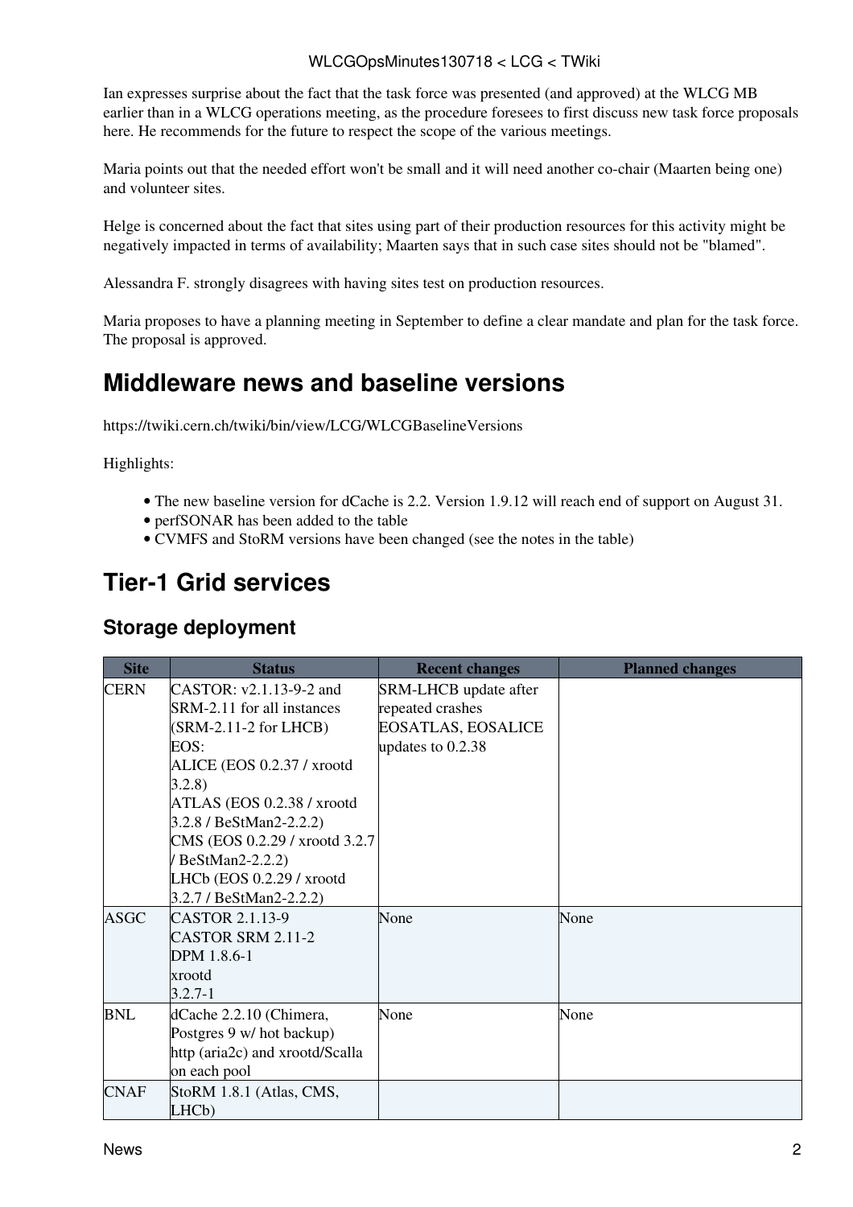Ian expresses surprise about the fact that the task force was presented (and approved) at the WLCG MB earlier than in a WLCG operations meeting, as the procedure foresees to first discuss new task force proposals here. He recommends for the future to respect the scope of the various meetings.

Maria points out that the needed effort won't be small and it will need another co-chair (Maarten being one) and volunteer sites.

Helge is concerned about the fact that sites using part of their production resources for this activity might be negatively impacted in terms of availability; Maarten says that in such case sites should not be "blamed".

Alessandra F. strongly disagrees with having sites test on production resources.

Maria proposes to have a planning meeting in September to define a clear mandate and plan for the task force. The proposal is approved.

# Middleware news and baseline versions

https://twiki.cern.ch/twiki/bin/view/LCG/WLCGBaselineVersions

Highlights:

- The new baseline version for dCache is 2.2. Version 1.9.12 will reach end of support on August 31.
- perfSONAR has been added to the table
- CVMFS and StoRM versions have been changed (see the notes in the table)

# Tier-1 Grid services

## Storage deployment

| Site | Status | Recent changes | Planned changes |
|---|---|---|---|
| CERN | CASTOR: v2.1.13-9-2 and SRM-2.11 for all instances (SRM-2.11-2 for LHCB)<br>EOS:<br>ALICE (EOS 0.2.37 / xrootd 3.2.8)<br>ATLAS (EOS 0.2.38 / xrootd 3.2.8 / BeStMan2-2.2.2)<br>CMS (EOS 0.2.29 / xrootd 3.2.7 / BeStMan2-2.2.2)<br>LHCb (EOS 0.2.29 / xrootd 3.2.7 / BeStMan2-2.2.2) | SRM-LHCB update after repeated crashes<br>EOSATLAS, EOSALICE updates to 0.2.38 | |
| ASGC | CASTOR 2.1.13-9<br>CASTOR SRM 2.11-2<br>DPM 1.8.6-1<br>xrootd<br>3.2.7-1 | None | None |
| BNL | dCache 2.2.10 (Chimera, Postgres 9 w/ hot backup)<br>http (aria2c) and xrootd/Scalla on each pool | None | None |
| CNAF | StoRM 1.8.1 (Atlas, CMS, LHCb) | | |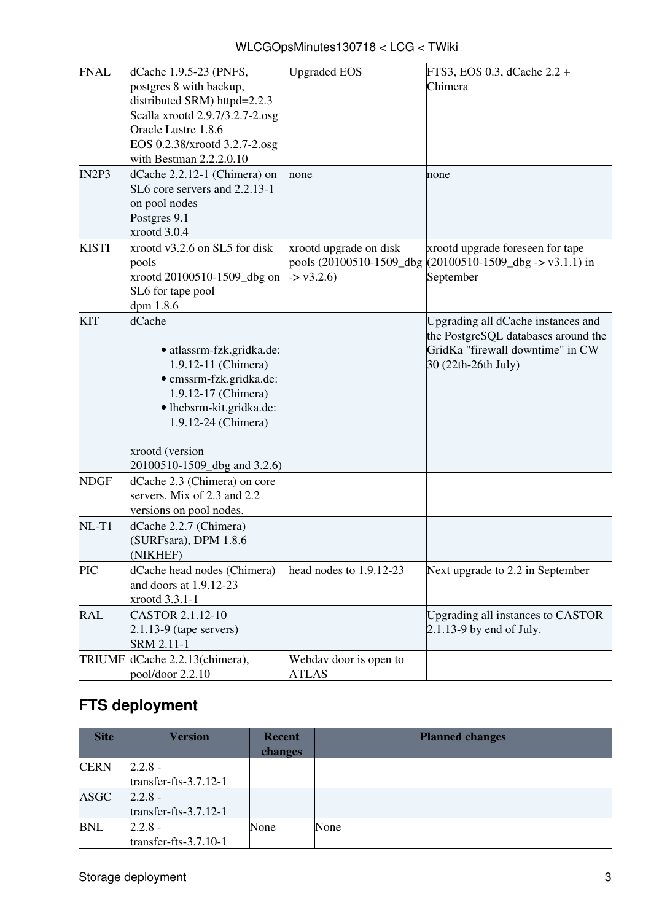| FNAL | dCache 1.9.5-23 (PNFS, postgres 8 with backup, distributed SRM) httpd=2.2.3<br>Scalla xrootd 2.9.7/3.2.7-2.osg<br>Oracle Lustre 1.8.6<br>EOS 0.2.38/xrootd 3.2.7-2.osg with Bestman 2.2.2.0.10 | Upgraded EOS | FTS3, EOS 0.3, dCache 2.2 + Chimera |
|---|---|---|---|
| IN2P3 | dCache 2.2.12-1 (Chimera) on SL6 core servers and 2.2.13-1 on pool nodes<br>Postgres 9.1<br>xrootd 3.0.4 | none | none |
| KISTI | xrootd v3.2.6 on SL5 for disk pools<br>xrootd 20100510-1509_dbg on SL6 for tape pool<br>dpm 1.8.6 | xrootd upgrade on disk pools (20100510-1509_dbg -> v3.2.6) | xrootd upgrade foreseen for tape (20100510-1509_dbg -> v3.1.1) in September |
| KIT | dCache<br>• atlassrm-fzk.gridka.de: 1.9.12-11 (Chimera)<br>• cmssrm-fzk.gridka.de: 1.9.12-17 (Chimera)<br>• lhcbsrm-kit.gridka.de: 1.9.12-24 (Chimera)<br><br>xrootd (version 20100510-1509_dbg and 3.2.6) | | Upgrading all dCache instances and the PostgreSQL databases around the GridKa "firewall downtime" in CW 30 (22th-26th July) |
| NDGF | dCache 2.3 (Chimera) on core servers. Mix of 2.3 and 2.2 versions on pool nodes. | | |
| NL-T1 | dCache 2.2.7 (Chimera) (SURFsara), DPM 1.8.6 (NIKHEF) | | |
| PIC | dCache head nodes (Chimera) and doors at 1.9.12-23<br>xrootd 3.3.1-1 | head nodes to 1.9.12-23 | Next upgrade to 2.2 in September |
| RAL | CASTOR 2.1.12-10<br>2.1.13-9 (tape servers)<br>SRM 2.11-1 | | Upgrading all instances to CASTOR 2.1.13-9 by end of July. |
| TRIUMF | dCache 2.2.13(chimera), pool/door 2.2.10 | Webdav door is open to ATLAS | |

## FTS deployment

| Site | Version | Recent changes | Planned changes |
|---|---|---|---|
| CERN | 2.2.8 - transfer-fts-3.7.12-1 | | |
| ASGC | 2.2.8 - transfer-fts-3.7.12-1 | | |
| BNL | 2.2.8 - transfer-fts-3.7.10-1 | None | None |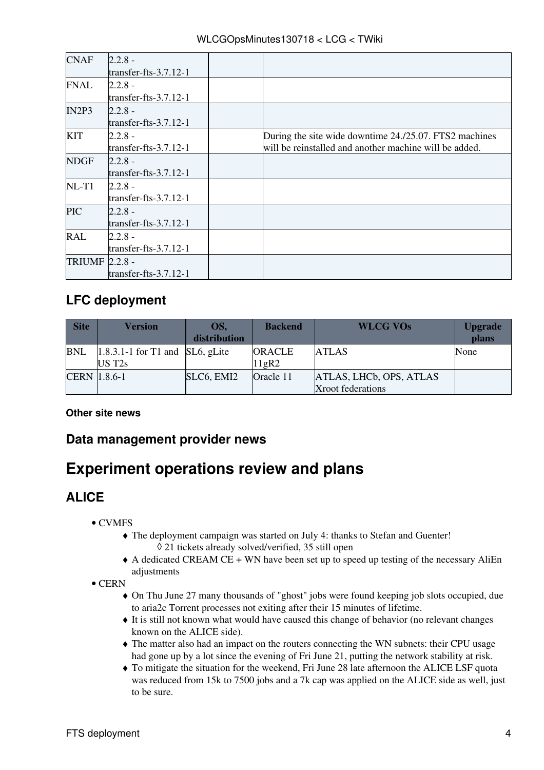| | | | |
|---|---|---|---|
| CNAF | 2.2.8 - transfer-fts-3.7.12-1 | | |
| FNAL | 2.2.8 - transfer-fts-3.7.12-1 | | |
| IN2P3 | 2.2.8 - transfer-fts-3.7.12-1 | | |
| KIT | 2.2.8 - transfer-fts-3.7.12-1 | | During the site wide downtime 24./25.07. FTS2 machines will be reinstalled and another machine will be added. |
| NDGF | 2.2.8 - transfer-fts-3.7.12-1 | | |
| NL-T1 | 2.2.8 - transfer-fts-3.7.12-1 | | |
| PIC | 2.2.8 - transfer-fts-3.7.12-1 | | |
| RAL | 2.2.8 - transfer-fts-3.7.12-1 | | |
| TRIUMF | 2.2.8 - transfer-fts-3.7.12-1 | | |

### LFC deployment

| Site | Version | OS, distribution | Backend | WLCG VOs | Upgrade plans |
|---|---|---|---|---|---|
| BNL | 1.8.3.1-1 for T1 and US T2s | SL6, gLite | ORACLE 11gR2 | ATLAS | None |
| CERN | 1.8.6-1 | SLC6, EMI2 | Oracle 11 | ATLAS, LHCb, OPS, ATLAS Xroot federations | |

#### Other site news

### Data management provider news

## Experiment operations review and plans

### ALICE

- CVMFS
  - The deployment campaign was started on July 4: thanks to Stefan and Guenter!
    - 21 tickets already solved/verified, 35 still open
  - A dedicated CREAM CE + WN have been set up to speed up testing of the necessary AliEn adjustments
- CERN
  - On Thu June 27 many thousands of "ghost" jobs were found keeping job slots occupied, due to aria2c Torrent processes not exiting after their 15 minutes of lifetime.
  - It is still not known what would have caused this change of behavior (no relevant changes known on the ALICE side).
  - The matter also had an impact on the routers connecting the WN subnets: their CPU usage had gone up by a lot since the evening of Fri June 21, putting the network stability at risk.
  - To mitigate the situation for the weekend, Fri June 28 late afternoon the ALICE LSF quota was reduced from 15k to 7500 jobs and a 7k cap was applied on the ALICE side as well, just to be sure.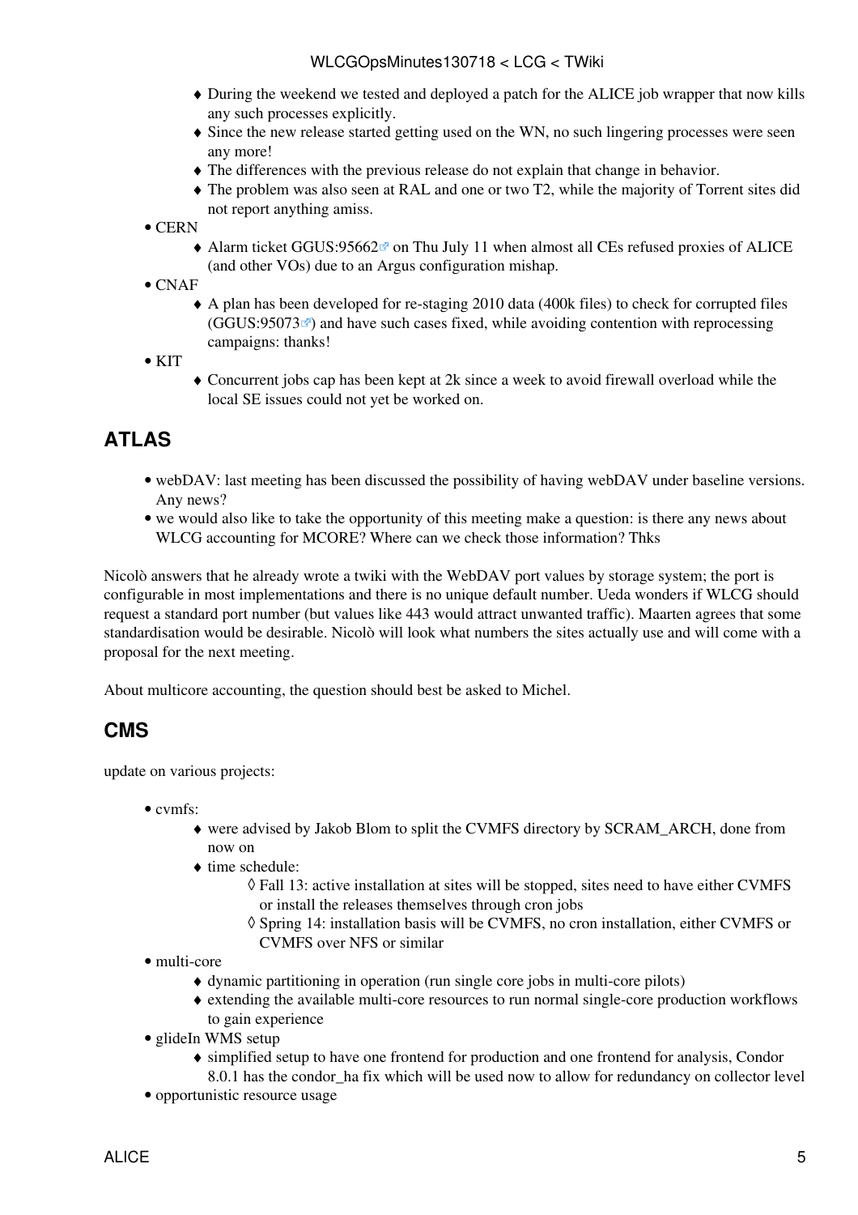- During the weekend we tested and deployed a patch for the ALICE job wrapper that now kills any such processes explicitly.
        - Since the new release started getting used on the WN, no such lingering processes were seen any more!
        - The differences with the previous release do not explain that change in behavior.
        - The problem was also seen at RAL and one or two T2, while the majority of Torrent sites did not report anything amiss.
- CERN
    - Alarm ticket GGUS:95662 on Thu July 11 when almost all CEs refused proxies of ALICE (and other VOs) due to an Argus configuration mishap.
- CNAF
    - A plan has been developed for re-staging 2010 data (400k files) to check for corrupted files (GGUS:95073) and have such cases fixed, while avoiding contention with reprocessing campaigns: thanks!
- KIT
    - Concurrent jobs cap has been kept at 2k since a week to avoid firewall overload while the local SE issues could not yet be worked on.

## ATLAS

- webDAV: last meeting has been discussed the possibility of having webDAV under baseline versions. Any news?
- we would also like to take the opportunity of this meeting make a question: is there any news about WLCG accounting for MCORE? Where can we check those information? Thks

Nicolò answers that he already wrote a twiki with the WebDAV port values by storage system; the port is configurable in most implementations and there is no unique default number. Ueda wonders if WLCG should request a standard port number (but values like 443 would attract unwanted traffic). Maarten agrees that some standardisation would be desirable. Nicolò will look what numbers the sites actually use and will come with a proposal for the next meeting.

About multicore accounting, the question should best be asked to Michel.

## CMS

update on various projects:

- cvmfs:
    - were advised by Jakob Blom to split the CVMFS directory by SCRAM_ARCH, done from now on
    - time schedule:
        - Fall 13: active installation at sites will be stopped, sites need to have either CVMFS or install the releases themselves through cron jobs
        - Spring 14: installation basis will be CVMFS, no cron installation, either CVMFS or CVMFS over NFS or similar
- multi-core
    - dynamic partitioning in operation (run single core jobs in multi-core pilots)
    - extending the available multi-core resources to run normal single-core production workflows to gain experience
- glideIn WMS setup
    - simplified setup to have one frontend for production and one frontend for analysis, Condor 8.0.1 has the condor_ha fix which will be used now to allow for redundancy on collector level
- opportunistic resource usage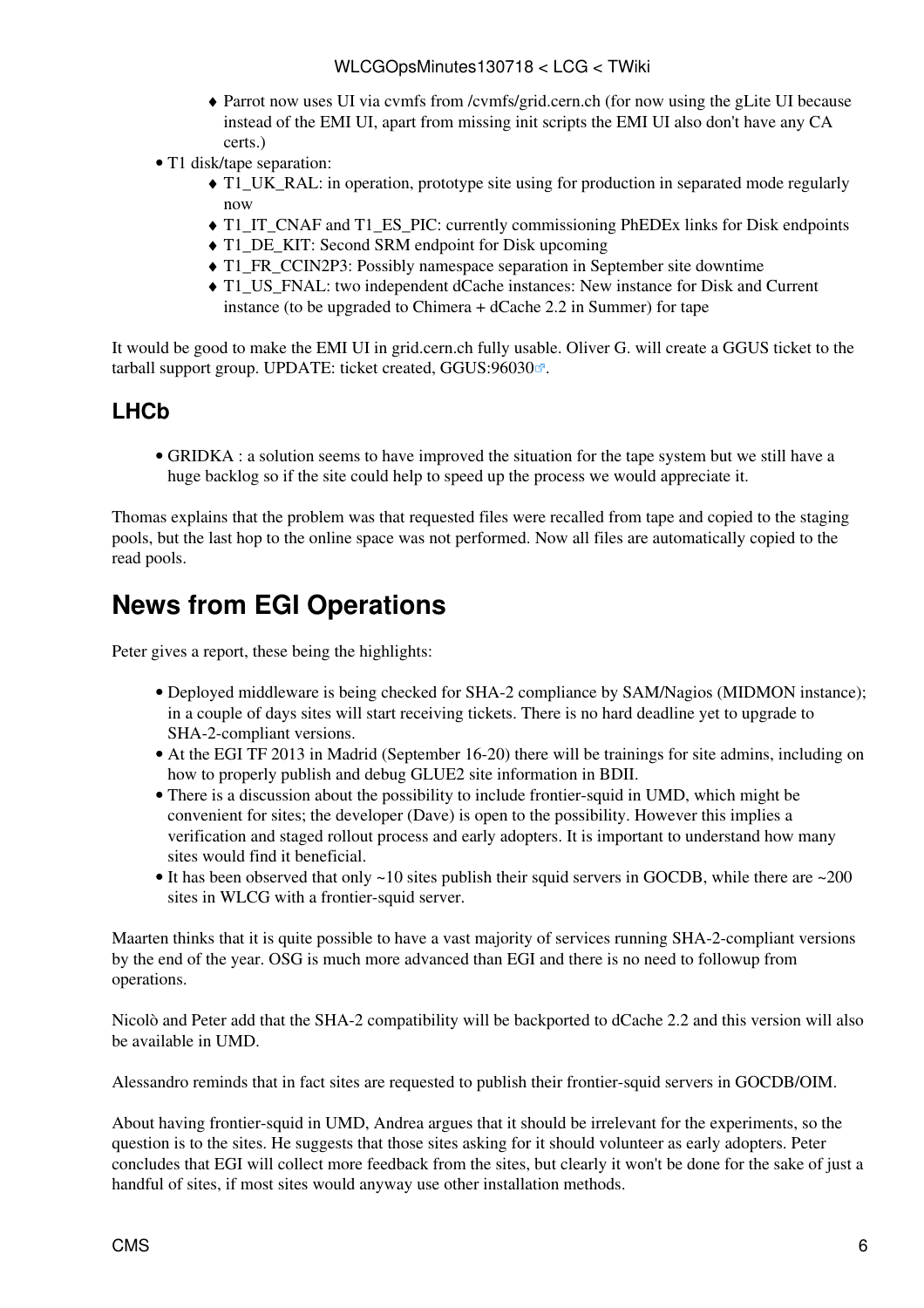- Parrot now uses UI via cvmfs from /cvmfs/grid.cern.ch (for now using the gLite UI because instead of the EMI UI, apart from missing init scripts the EMI UI also don't have any CA certs.)
- T1 disk/tape separation:
    - T1_UK_RAL: in operation, prototype site using for production in separated mode regularly now
    - T1_IT_CNAF and T1_ES_PIC: currently commissioning PhEDEx links for Disk endpoints
    - T1_DE_KIT: Second SRM endpoint for Disk upcoming
    - T1_FR_CCIN2P3: Possibly namespace separation in September site downtime
    - T1_US_FNAL: two independent dCache instances: New instance for Disk and Current instance (to be upgraded to Chimera + dCache 2.2 in Summer) for tape

It would be good to make the EMI UI in grid.cern.ch fully usable. Oliver G. will create a GGUS ticket to the tarball support group. UPDATE: ticket created, GGUS:96030.

### LHCb

- GRIDKA : a solution seems to have improved the situation for the tape system but we still have a huge backlog so if the site could help to speed up the process we would appreciate it.

Thomas explains that the problem was that requested files were recalled from tape and copied to the staging pools, but the last hop to the online space was not performed. Now all files are automatically copied to the read pools.

## News from EGI Operations

Peter gives a report, these being the highlights:

- Deployed middleware is being checked for SHA-2 compliance by SAM/Nagios (MIDMON instance); in a couple of days sites will start receiving tickets. There is no hard deadline yet to upgrade to SHA-2-compliant versions.
- At the EGI TF 2013 in Madrid (September 16-20) there will be trainings for site admins, including on how to properly publish and debug GLUE2 site information in BDII.
- There is a discussion about the possibility to include frontier-squid in UMD, which might be convenient for sites; the developer (Dave) is open to the possibility. However this implies a verification and staged rollout process and early adopters. It is important to understand how many sites would find it beneficial.
- It has been observed that only ~10 sites publish their squid servers in GOCDB, while there are ~200 sites in WLCG with a frontier-squid server.

Maarten thinks that it is quite possible to have a vast majority of services running SHA-2-compliant versions by the end of the year. OSG is much more advanced than EGI and there is no need to followup from operations.

Nicolò and Peter add that the SHA-2 compatibility will be backported to dCache 2.2 and this version will also be available in UMD.

Alessandro reminds that in fact sites are requested to publish their frontier-squid servers in GOCDB/OIM.

About having frontier-squid in UMD, Andrea argues that it should be irrelevant for the experiments, so the question is to the sites. He suggests that those sites asking for it should volunteer as early adopters. Peter concludes that EGI will collect more feedback from the sites, but clearly it won't be done for the sake of just a handful of sites, if most sites would anyway use other installation methods.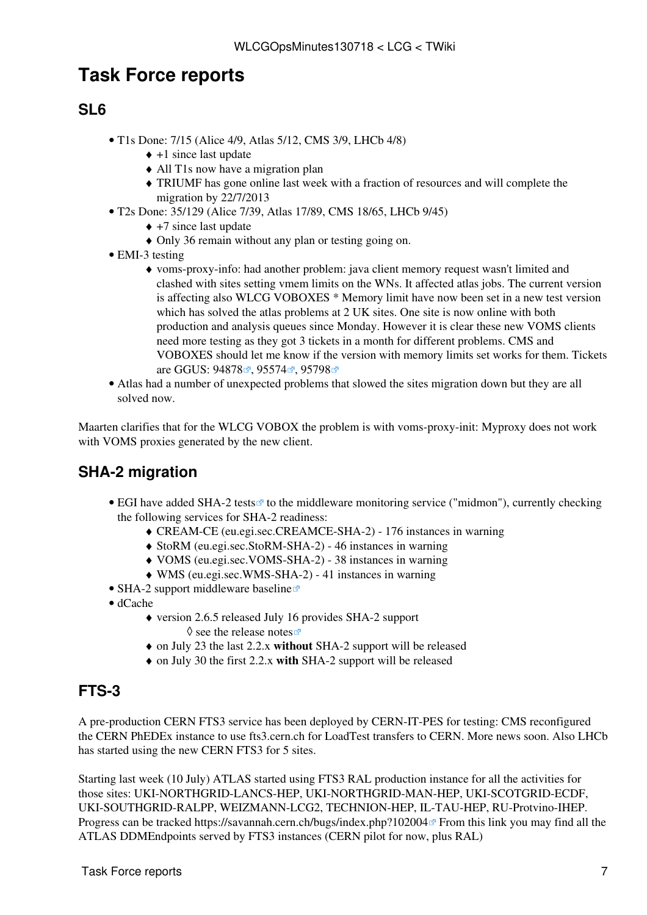# Task Force reports

## SL6

- T1s Done: 7/15 (Alice 4/9, Atlas 5/12, CMS 3/9, LHCb 4/8)
    - +1 since last update
    - All T1s now have a migration plan
    - TRIUMF has gone online last week with a fraction of resources and will complete the migration by 22/7/2013
- T2s Done: 35/129 (Alice 7/39, Atlas 17/89, CMS 18/65, LHCb 9/45)
    - +7 since last update
    - Only 36 remain without any plan or testing going on.
- EMI-3 testing
    - voms-proxy-info: had another problem: java client memory request wasn't limited and clashed with sites setting vmem limits on the WNs. It affected atlas jobs. The current version is affecting also WLCG VOBOXES * Memory limit have now been set in a new test version which has solved the atlas problems at 2 UK sites. One site is now online with both production and analysis queues since Monday. However it is clear these new VOMS clients need more testing as they got 3 tickets in a month for different problems. CMS and VOBOXES should let me know if the version with memory limits set works for them. Tickets are GGUS: 94878, 95574, 95798
- Atlas had a number of unexpected problems that slowed the sites migration down but they are all solved now.

Maarten clarifies that for the WLCG VOBOX the problem is with voms-proxy-init: Myproxy does not work with VOMS proxies generated by the new client.

## SHA-2 migration

- EGI have added SHA-2 tests to the middleware monitoring service ("midmon"), currently checking the following services for SHA-2 readiness:
    - CREAM-CE (eu.egi.sec.CREAMCE-SHA-2) - 176 instances in warning
    - StoRM (eu.egi.sec.StoRM-SHA-2) - 46 instances in warning
    - VOMS (eu.egi.sec.VOMS-SHA-2) - 38 instances in warning
    - WMS (eu.egi.sec.WMS-SHA-2) - 41 instances in warning
- SHA-2 support middleware baseline
- dCache
    - version 2.6.5 released July 16 provides SHA-2 support
        - see the release notes
    - on July 23 the last 2.2.x **without** SHA-2 support will be released
    - on July 30 the first 2.2.x **with** SHA-2 support will be released

## FTS-3

A pre-production CERN FTS3 service has been deployed by CERN-IT-PES for testing: CMS reconfigured the CERN PhEDEx instance to use fts3.cern.ch for LoadTest transfers to CERN. More news soon. Also LHCb has started using the new CERN FTS3 for 5 sites.

Starting last week (10 July) ATLAS started using FTS3 RAL production instance for all the activities for those sites: UKI-NORTHGRID-LANCS-HEP, UKI-NORTHGRID-MAN-HEP, UKI-SCOTGRID-ECDF, UKI-SOUTHGRID-RALPP, WEIZMANN-LCG2, TECHNION-HEP, IL-TAU-HEP, RU-Protvino-IHEP. Progress can be tracked https://savannah.cern.ch/bugs/index.php?102004 From this link you may find all the ATLAS DDMEndpoints served by FTS3 instances (CERN pilot for now, plus RAL)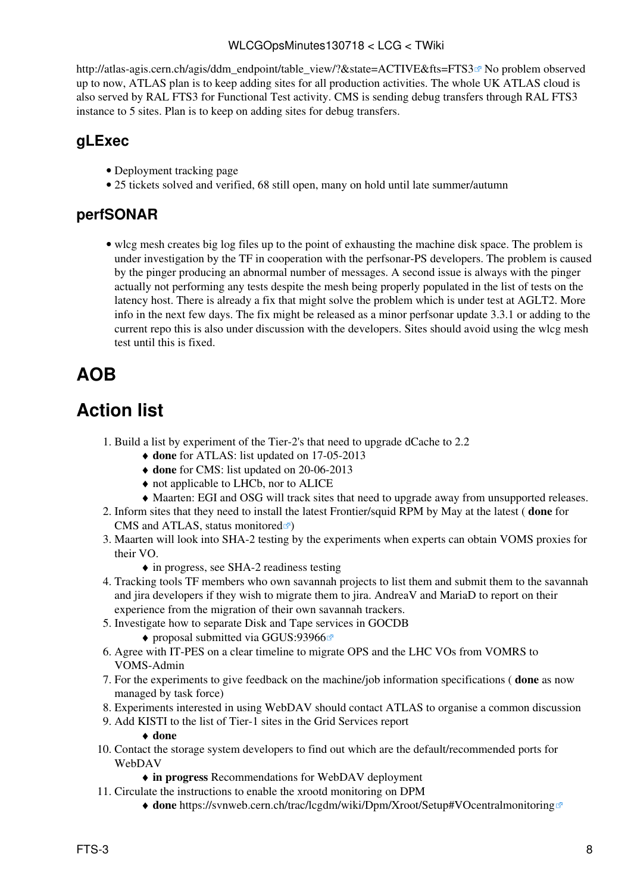http://atlas-agis.cern.ch/agis/ddm_endpoint/table_view/?&state=ACTIVE&fts=FTS3 No problem observed up to now, ATLAS plan is to keep adding sites for all production activities. The whole UK ATLAS cloud is also served by RAL FTS3 for Functional Test activity. CMS is sending debug transfers through RAL FTS3 instance to 5 sites. Plan is to keep on adding sites for debug transfers.

## gLExec

- Deployment tracking page
- 25 tickets solved and verified, 68 still open, many on hold until late summer/autumn

## perfSONAR

- wlcg mesh creates big log files up to the point of exhausting the machine disk space. The problem is under investigation by the TF in cooperation with the perfsonar-PS developers. The problem is caused by the pinger producing an abnormal number of messages. A second issue is always with the pinger actually not performing any tests despite the mesh being properly populated in the list of tests on the latency host. There is already a fix that might solve the problem which is under test at AGLT2. More info in the next few days. The fix might be released as a minor perfsonar update 3.3.1 or adding to the current repo this is also under discussion with the developers. Sites should avoid using the wlcg mesh test until this is fixed.

# AOB

# Action list

1. Build a list by experiment of the Tier-2's that need to upgrade dCache to 2.2
   - **done** for ATLAS: list updated on 17-05-2013
   - **done** for CMS: list updated on 20-06-2013
   - not applicable to LHCb, nor to ALICE
   - Maarten: EGI and OSG will track sites that need to upgrade away from unsupported releases.
2. Inform sites that they need to install the latest Frontier/squid RPM by May at the latest ( **done** for CMS and ATLAS, status monitored)
3. Maarten will look into SHA-2 testing by the experiments when experts can obtain VOMS proxies for their VO.
   - in progress, see SHA-2 readiness testing
4. Tracking tools TF members who own savannah projects to list them and submit them to the savannah and jira developers if they wish to migrate them to jira. AndreaV and MariaD to report on their experience from the migration of their own savannah trackers.
5. Investigate how to separate Disk and Tape services in GOCDB
   - proposal submitted via GGUS:93966
6. Agree with IT-PES on a clear timeline to migrate OPS and the LHC VOs from VOMRS to VOMS-Admin
7. For the experiments to give feedback on the machine/job information specifications ( **done** as now managed by task force)
8. Experiments interested in using WebDAV should contact ATLAS to organise a common discussion
9. Add KISTI to the list of Tier-1 sites in the Grid Services report
   - **done**
10. Contact the storage system developers to find out which are the default/recommended ports for WebDAV
    - **in progress** Recommendations for WebDAV deployment
11. Circulate the instructions to enable the xrootd monitoring on DPM
    - **done** https://svnweb.cern.ch/trac/lcgdm/wiki/Dpm/Xroot/Setup#VOcentralmonitoring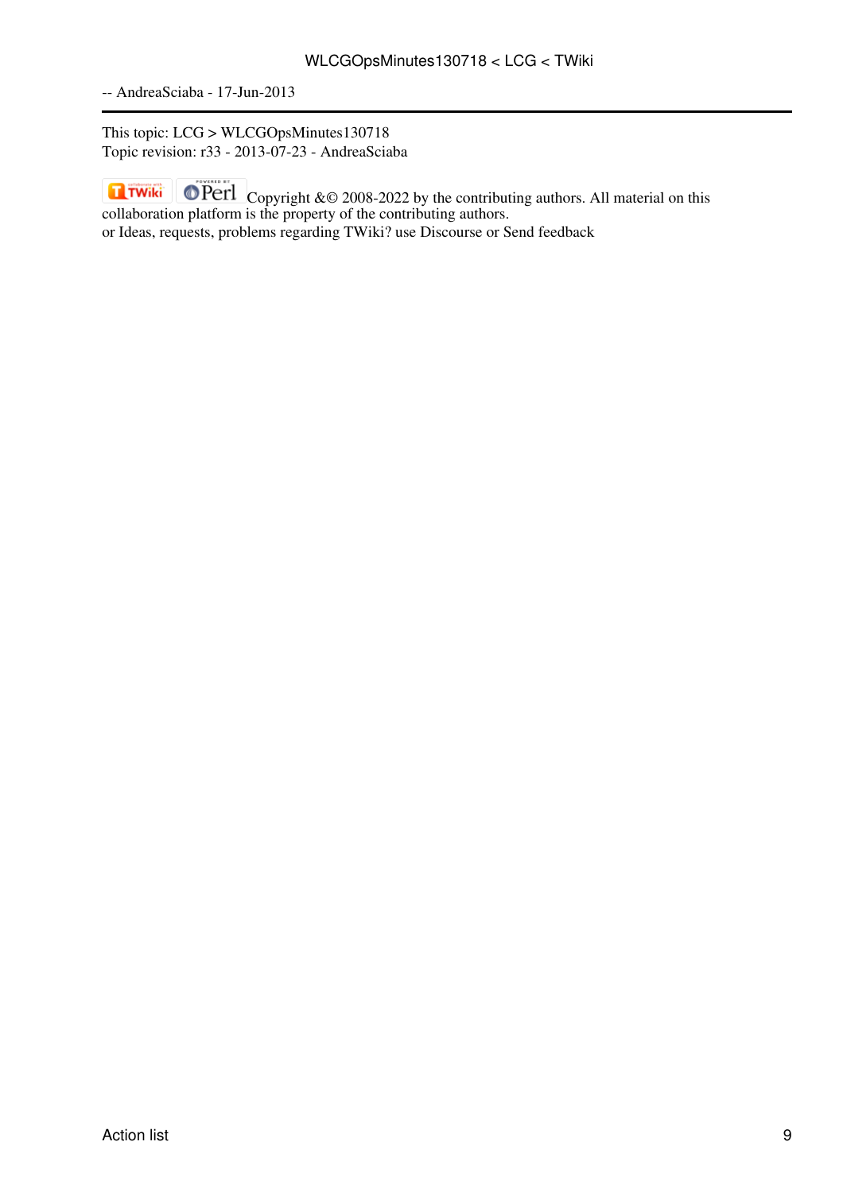-- AndreaSciaba - 17-Jun-2013

---

This topic: LCG > WLCGOpsMinutes130718
Topic revision: r33 - 2013-07-23 - AndreaSciaba

Copyright &© 2008-2022 by the contributing authors. All material on this collaboration platform is the property of the contributing authors.
or Ideas, requests, problems regarding TWiki? use Discourse or Send feedback